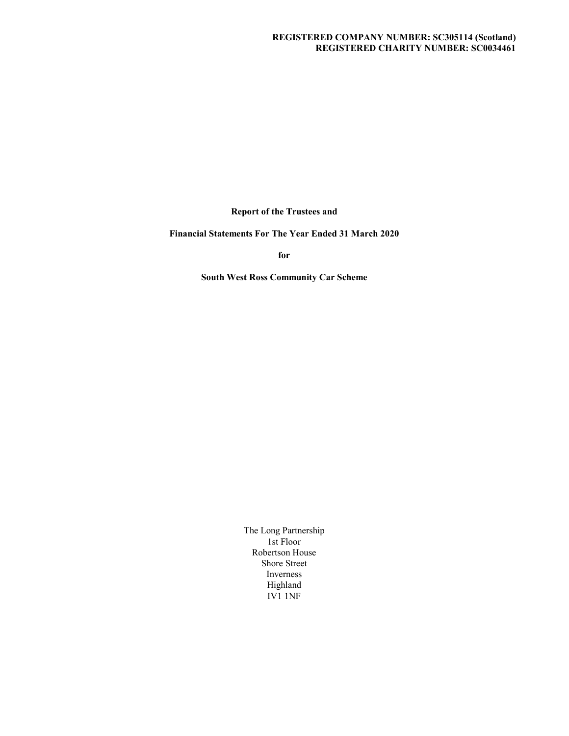**REGISTERED COMPANY NUMBER: SC305114 (Scotland)**
**REGISTERED CHARITY NUMBER: SC0034461**

**Report of the Trustees and**

**Financial Statements For The Year Ended 31 March 2020**

**for**

**South West Ross Community Car Scheme**

The Long Partnership
1st Floor
Robertson House
Shore Street
Inverness
Highland
IV1 1NF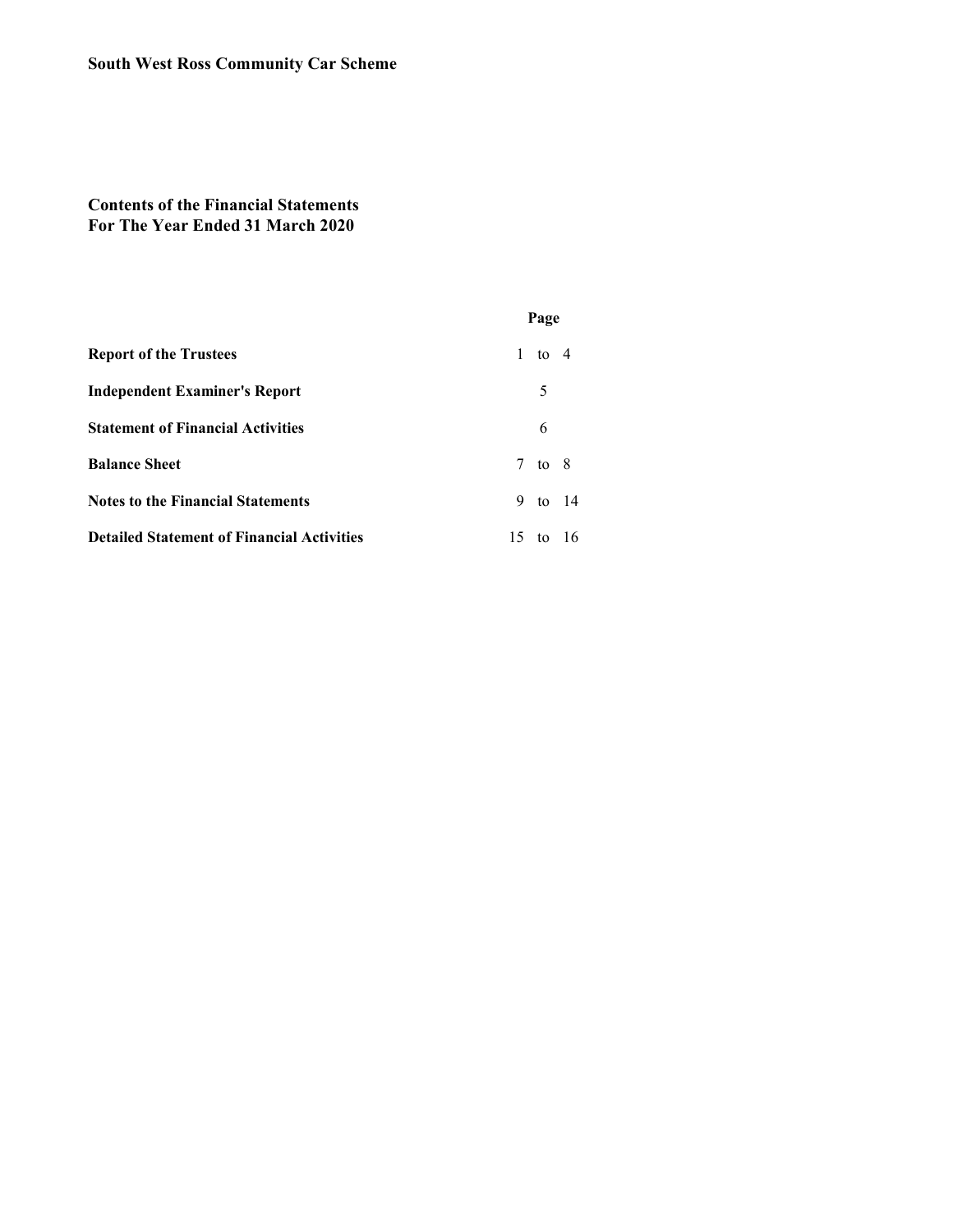**South West Ross Community Car Scheme**

**Contents of the Financial Statements**
**For The Year Ended 31 March 2020**

| | Page |
|---|---|
| **Report of the Trustees** | 1 to 4 |
| **Independent Examiner's Report** | 5 |
| **Statement of Financial Activities** | 6 |
| **Balance Sheet** | 7 to 8 |
| **Notes to the Financial Statements** | 9 to 14 |
| **Detailed Statement of Financial Activities** | 15 to 16 |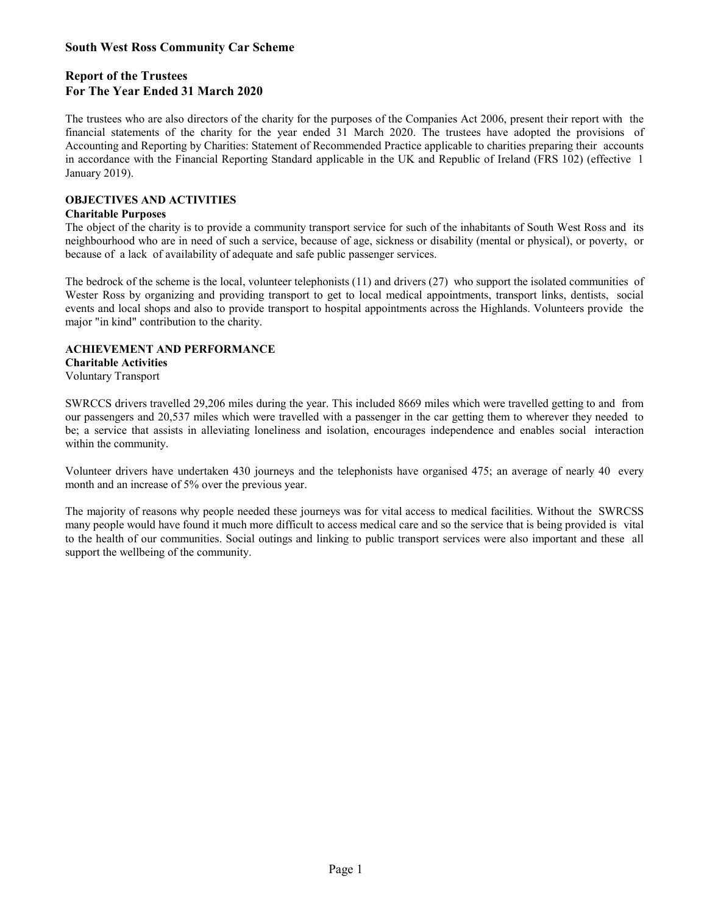**South West Ross Community Car Scheme**

# Report of the Trustees
# For The Year Ended 31 March 2020

The trustees who are also directors of the charity for the purposes of the Companies Act 2006, present their report with the financial statements of the charity for the year ended 31 March 2020. The trustees have adopted the provisions of Accounting and Reporting by Charities: Statement of Recommended Practice applicable to charities preparing their accounts in accordance with the Financial Reporting Standard applicable in the UK and Republic of Ireland (FRS 102) (effective 1 January 2019).

## OBJECTIVES AND ACTIVITIES

### Charitable Purposes

The object of the charity is to provide a community transport service for such of the inhabitants of South West Ross and its neighbourhood who are in need of such a service, because of age, sickness or disability (mental or physical), or poverty, or because of a lack of availability of adequate and safe public passenger services.

The bedrock of the scheme is the local, volunteer telephonists (11) and drivers (27) who support the isolated communities of Wester Ross by organizing and providing transport to get to local medical appointments, transport links, dentists, social events and local shops and also to provide transport to hospital appointments across the Highlands. Volunteers provide the major "in kind" contribution to the charity.

## ACHIEVEMENT AND PERFORMANCE

### Charitable Activities

Voluntary Transport

SWRCCS drivers travelled 29,206 miles during the year. This included 8669 miles which were travelled getting to and from our passengers and 20,537 miles which were travelled with a passenger in the car getting them to wherever they needed to be; a service that assists in alleviating loneliness and isolation, encourages independence and enables social interaction within the community.

Volunteer drivers have undertaken 430 journeys and the telephonists have organised 475; an average of nearly 40 every month and an increase of 5% over the previous year.

The majority of reasons why people needed these journeys was for vital access to medical facilities. Without the SWRCSS many people would have found it much more difficult to access medical care and so the service that is being provided is vital to the health of our communities. Social outings and linking to public transport services were also important and these all support the wellbeing of the community.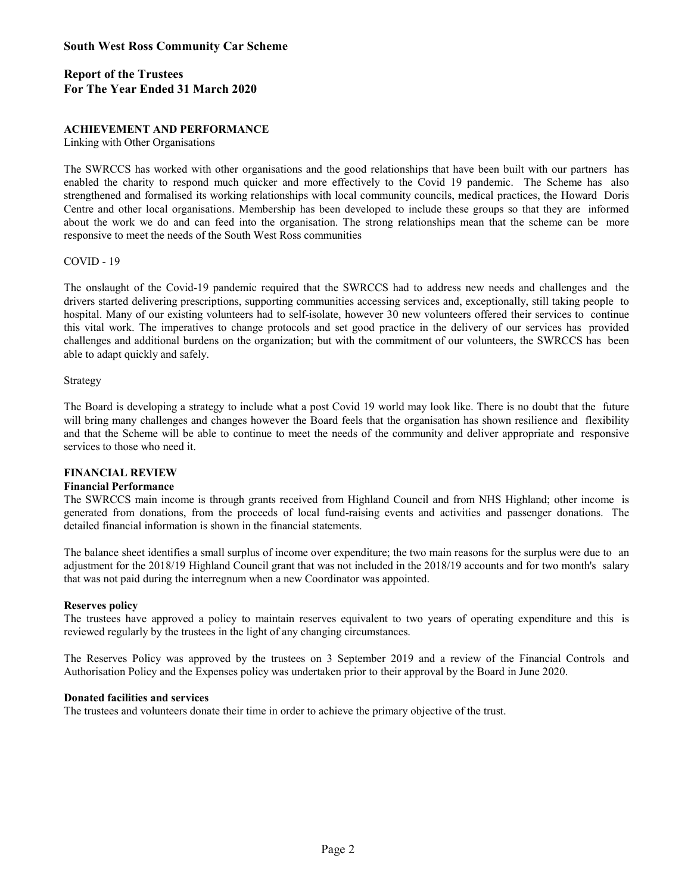# South West Ross Community Car Scheme

## Report of the Trustees
## For The Year Ended 31 March 2020

### ACHIEVEMENT AND PERFORMANCE

Linking with Other Organisations

The SWRCCS has worked with other organisations and the good relationships that have been built with our partners has enabled the charity to respond much quicker and more effectively to the Covid 19 pandemic. The Scheme has also strengthened and formalised its working relationships with local community councils, medical practices, the Howard Doris Centre and other local organisations. Membership has been developed to include these groups so that they are informed about the work we do and can feed into the organisation. The strong relationships mean that the scheme can be more responsive to meet the needs of the South West Ross communities

COVID - 19

The onslaught of the Covid-19 pandemic required that the SWRCCS had to address new needs and challenges and the drivers started delivering prescriptions, supporting communities accessing services and, exceptionally, still taking people to hospital. Many of our existing volunteers had to self-isolate, however 30 new volunteers offered their services to continue this vital work. The imperatives to change protocols and set good practice in the delivery of our services has provided challenges and additional burdens on the organization; but with the commitment of our volunteers, the SWRCCS has been able to adapt quickly and safely.

Strategy

The Board is developing a strategy to include what a post Covid 19 world may look like. There is no doubt that the future will bring many challenges and changes however the Board feels that the organisation has shown resilience and flexibility and that the Scheme will be able to continue to meet the needs of the community and deliver appropriate and responsive services to those who need it.

### FINANCIAL REVIEW

**Financial Performance**

The SWRCCS main income is through grants received from Highland Council and from NHS Highland; other income is generated from donations, from the proceeds of local fund-raising events and activities and passenger donations. The detailed financial information is shown in the financial statements.

The balance sheet identifies a small surplus of income over expenditure; the two main reasons for the surplus were due to an adjustment for the 2018/19 Highland Council grant that was not included in the 2018/19 accounts and for two month's salary that was not paid during the interregnum when a new Coordinator was appointed.

**Reserves policy**

The trustees have approved a policy to maintain reserves equivalent to two years of operating expenditure and this is reviewed regularly by the trustees in the light of any changing circumstances.

The Reserves Policy was approved by the trustees on 3 September 2019 and a review of the Financial Controls and Authorisation Policy and the Expenses policy was undertaken prior to their approval by the Board in June 2020.

**Donated facilities and services**

The trustees and volunteers donate their time in order to achieve the primary objective of the trust.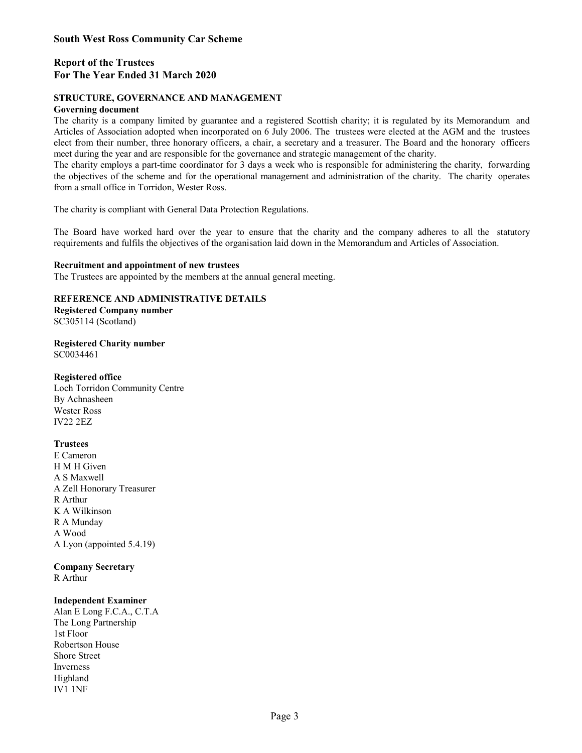# South West Ross Community Car Scheme

## Report of the Trustees
## For The Year Ended 31 March 2020

### STRUCTURE, GOVERNANCE AND MANAGEMENT

**Governing document**

The charity is a company limited by guarantee and a registered Scottish charity; it is regulated by its Memorandum and Articles of Association adopted when incorporated on 6 July 2006. The trustees were elected at the AGM and the trustees elect from their number, three honorary officers, a chair, a secretary and a treasurer. The Board and the honorary officers meet during the year and are responsible for the governance and strategic management of the charity.

The charity employs a part-time coordinator for 3 days a week who is responsible for administering the charity, forwarding the objectives of the scheme and for the operational management and administration of the charity. The charity operates from a small office in Torridon, Wester Ross.

The charity is compliant with General Data Protection Regulations.

The Board have worked hard over the year to ensure that the charity and the company adheres to all the statutory requirements and fulfils the objectives of the organisation laid down in the Memorandum and Articles of Association.

**Recruitment and appointment of new trustees**

The Trustees are appointed by the members at the annual general meeting.

### REFERENCE AND ADMINISTRATIVE DETAILS

**Registered Company number**

SC305114 (Scotland)

**Registered Charity number**

SC0034461

**Registered office**

Loch Torridon Community Centre
By Achnasheen
Wester Ross
IV22 2EZ

**Trustees**

E Cameron
H M H Given
A S Maxwell
A Zell Honorary Treasurer
R Arthur
K A Wilkinson
R A Munday
A Wood
A Lyon (appointed 5.4.19)

**Company Secretary**

R Arthur

**Independent Examiner**

Alan E Long F.C.A., C.T.A
The Long Partnership
1st Floor
Robertson House
Shore Street
Inverness
Highland
IV1 1NF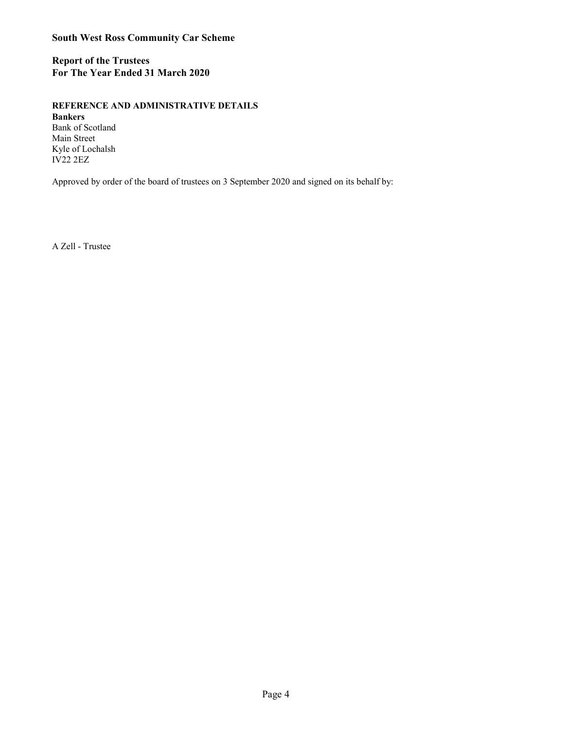**South West Ross Community Car Scheme**

**Report of the Trustees**
**For The Year Ended 31 March 2020**

**REFERENCE AND ADMINISTRATIVE DETAILS**

**Bankers**
Bank of Scotland
Main Street
Kyle of Lochalsh
IV22 2EZ

Approved by order of the board of trustees on 3 September 2020 and signed on its behalf by:

A Zell - Trustee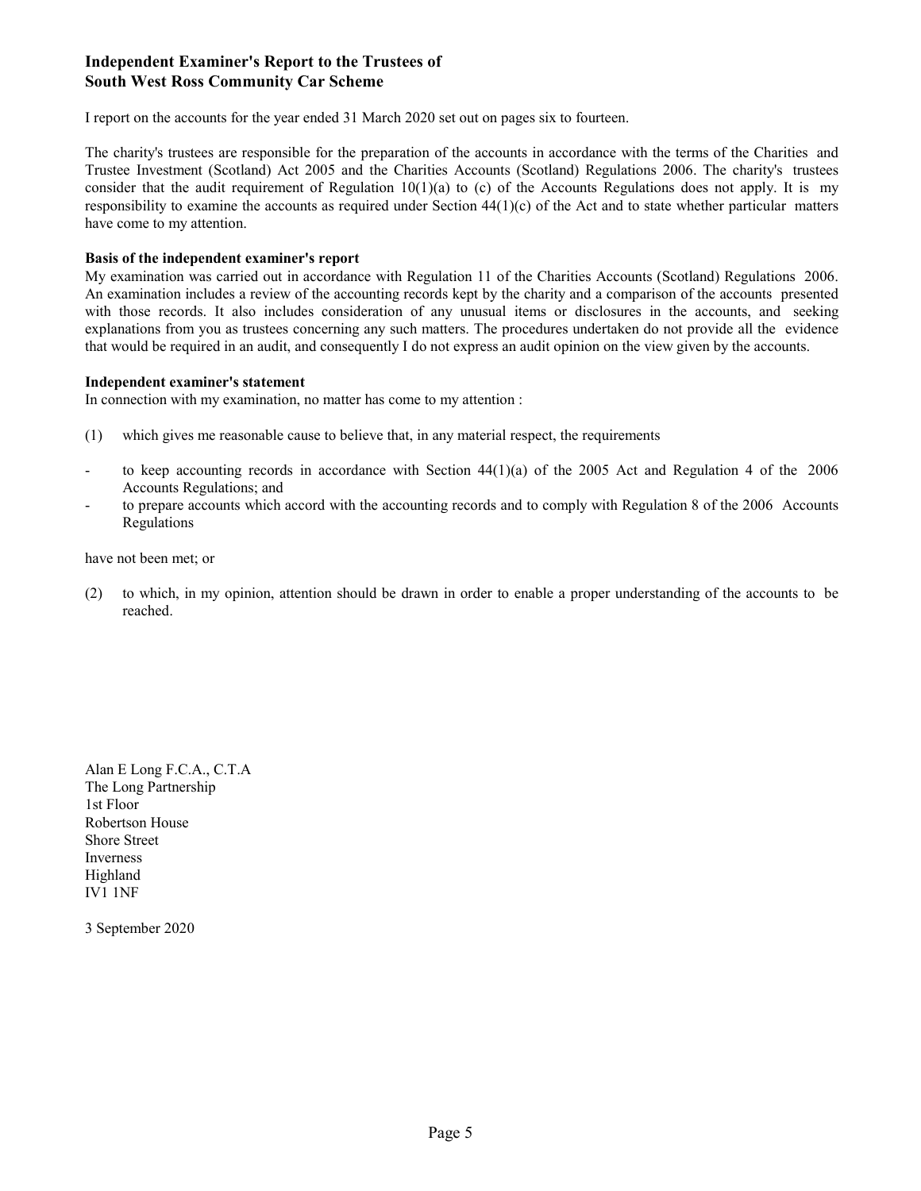## Independent Examiner's Report to the Trustees of South West Ross Community Car Scheme

I report on the accounts for the year ended 31 March 2020 set out on pages six to fourteen.

The charity's trustees are responsible for the preparation of the accounts in accordance with the terms of the Charities and Trustee Investment (Scotland) Act 2005 and the Charities Accounts (Scotland) Regulations 2006. The charity's trustees consider that the audit requirement of Regulation 10(1)(a) to (c) of the Accounts Regulations does not apply. It is my responsibility to examine the accounts as required under Section 44(1)(c) of the Act and to state whether particular matters have come to my attention.

**Basis of the independent examiner's report**

My examination was carried out in accordance with Regulation 11 of the Charities Accounts (Scotland) Regulations 2006. An examination includes a review of the accounting records kept by the charity and a comparison of the accounts presented with those records. It also includes consideration of any unusual items or disclosures in the accounts, and seeking explanations from you as trustees concerning any such matters. The procedures undertaken do not provide all the evidence that would be required in an audit, and consequently I do not express an audit opinion on the view given by the accounts.

**Independent examiner's statement**

In connection with my examination, no matter has come to my attention :

(1) which gives me reasonable cause to believe that, in any material respect, the requirements

- to keep accounting records in accordance with Section 44(1)(a) of the 2005 Act and Regulation 4 of the 2006 Accounts Regulations; and
- to prepare accounts which accord with the accounting records and to comply with Regulation 8 of the 2006 Accounts Regulations

have not been met; or

(2) to which, in my opinion, attention should be drawn in order to enable a proper understanding of the accounts to be reached.

Alan E Long F.C.A., C.T.A
The Long Partnership
1st Floor
Robertson House
Shore Street
Inverness
Highland
IV1 1NF

3 September 2020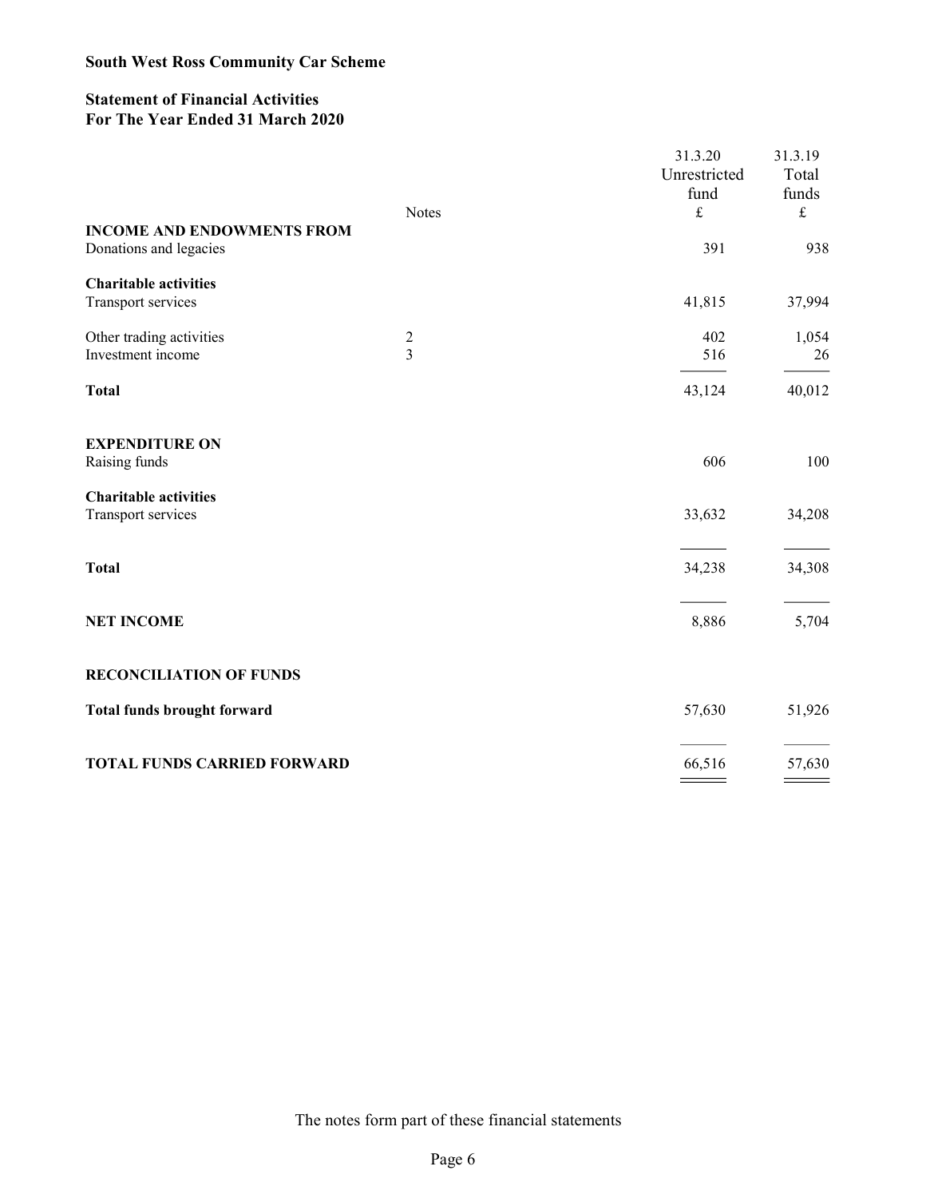# South West Ross Community Car Scheme

## Statement of Financial Activities
## For The Year Ended 31 March 2020

| | Notes | 31.3.20 Unrestricted fund £ | 31.3.19 Total funds £ |
|---|---|---|---|
| **INCOME AND ENDOWMENTS FROM** | | | |
| Donations and legacies | | 391 | 938 |
| **Charitable activities** | | | |
| Transport services | | 41,815 | 37,994 |
| Other trading activities | 2 | 402 | 1,054 |
| Investment income | 3 | 516 | 26 |
| **Total** | | 43,124 | 40,012 |
| **EXPENDITURE ON** | | | |
| Raising funds | | 606 | 100 |
| **Charitable activities** | | | |
| Transport services | | 33,632 | 34,208 |
| **Total** | | 34,238 | 34,308 |
| **NET INCOME** | | 8,886 | 5,704 |
| **RECONCILIATION OF FUNDS** | | | |
| **Total funds brought forward** | | 57,630 | 51,926 |
| **TOTAL FUNDS CARRIED FORWARD** | | 66,516 | 57,630 |

The notes form part of these financial statements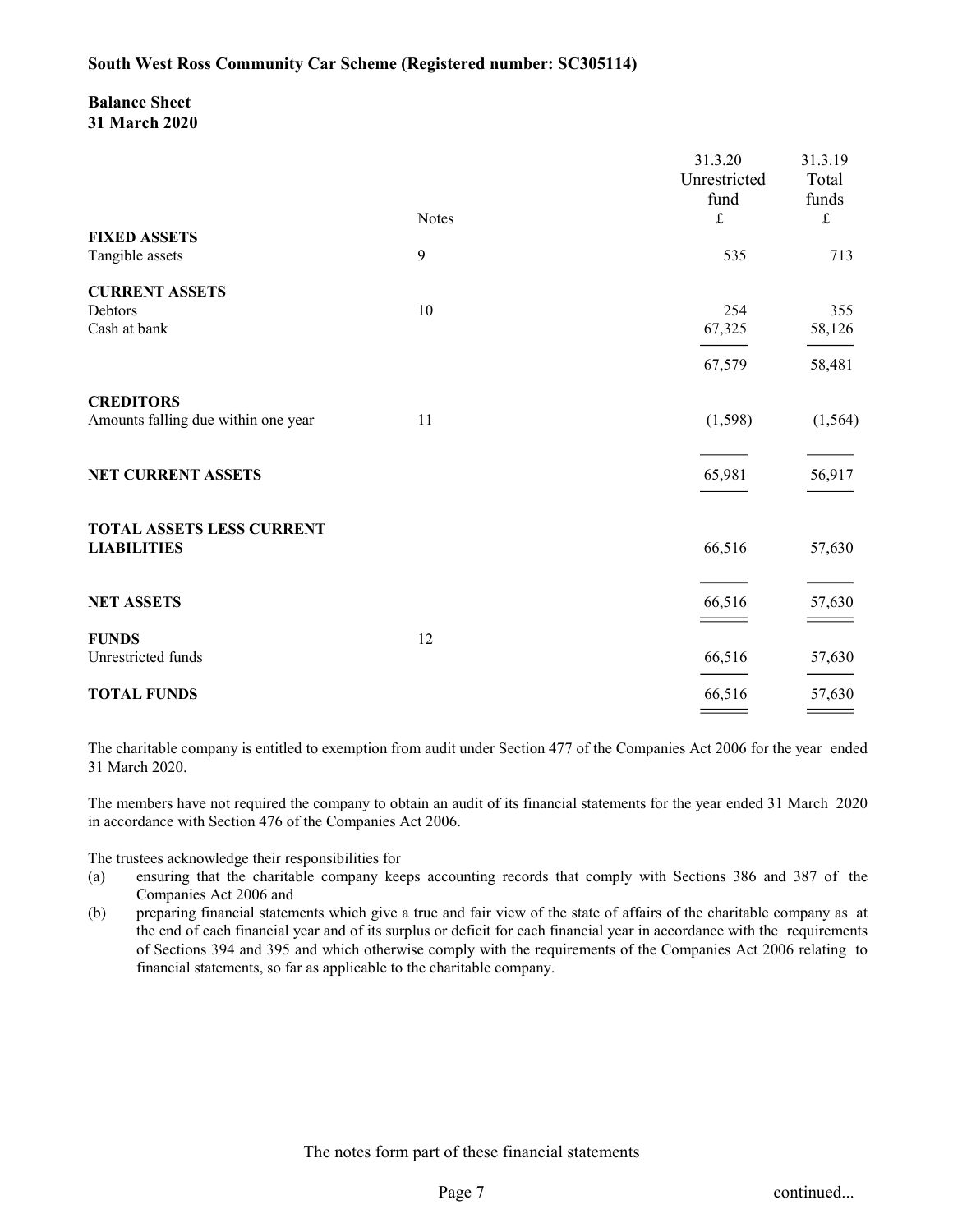**South West Ross Community Car Scheme (Registered number: SC305114)**

## Balance Sheet
### 31 March 2020

| | Notes | 31.3.20 Unrestricted fund £ | 31.3.19 Total funds £ |
|---|---|---|---|
| **FIXED ASSETS** | | | |
| Tangible assets | 9 | 535 | 713 |
| **CURRENT ASSETS** | | | |
| Debtors | 10 | 254 | 355 |
| Cash at bank | | 67,325 | 58,126 |
| | | 67,579 | 58,481 |
| **CREDITORS** | | | |
| Amounts falling due within one year | 11 | (1,598) | (1,564) |
| **NET CURRENT ASSETS** | | 65,981 | 56,917 |
| **TOTAL ASSETS LESS CURRENT LIABILITIES** | | 66,516 | 57,630 |
| **NET ASSETS** | | 66,516 | 57,630 |
| **FUNDS** | 12 | | |
| Unrestricted funds | | 66,516 | 57,630 |
| **TOTAL FUNDS** | | 66,516 | 57,630 |

The charitable company is entitled to exemption from audit under Section 477 of the Companies Act 2006 for the year ended 31 March 2020.

The members have not required the company to obtain an audit of its financial statements for the year ended 31 March 2020 in accordance with Section 476 of the Companies Act 2006.

The trustees acknowledge their responsibilities for

(a) ensuring that the charitable company keeps accounting records that comply with Sections 386 and 387 of the Companies Act 2006 and

(b) preparing financial statements which give a true and fair view of the state of affairs of the charitable company as at the end of each financial year and of its surplus or deficit for each financial year in accordance with the requirements of Sections 394 and 395 and which otherwise comply with the requirements of the Companies Act 2006 relating to financial statements, so far as applicable to the charitable company.

The notes form part of these financial statements

continued...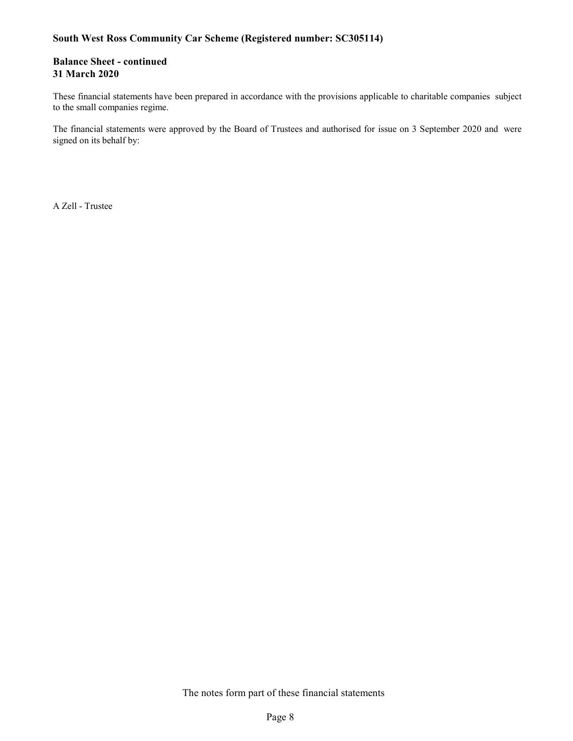**South West Ross Community Car Scheme (Registered number: SC305114)**

## Balance Sheet - continued
## 31 March 2020

These financial statements have been prepared in accordance with the provisions applicable to charitable companies subject to the small companies regime.

The financial statements were approved by the Board of Trustees and authorised for issue on 3 September 2020 and were signed on its behalf by:

A Zell - Trustee

The notes form part of these financial statements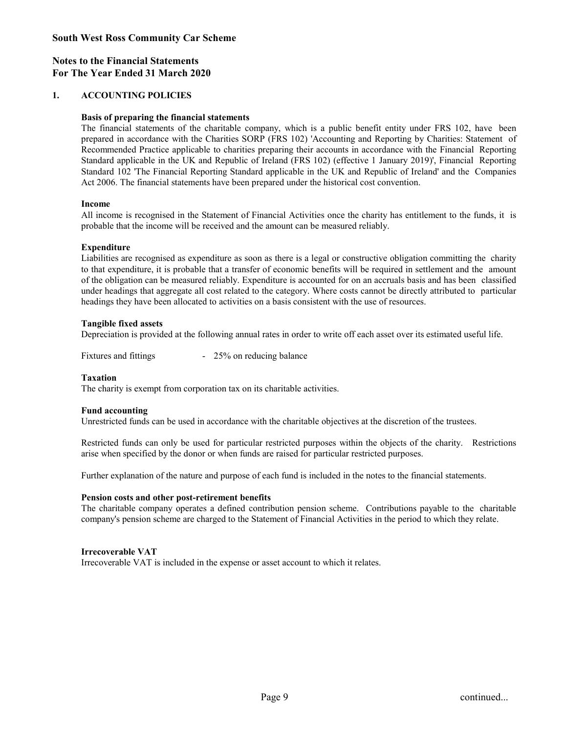# South West Ross Community Car Scheme

## Notes to the Financial Statements
## For The Year Ended 31 March 2020

### 1. ACCOUNTING POLICIES

**Basis of preparing the financial statements**

The financial statements of the charitable company, which is a public benefit entity under FRS 102, have been prepared in accordance with the Charities SORP (FRS 102) 'Accounting and Reporting by Charities: Statement of Recommended Practice applicable to charities preparing their accounts in accordance with the Financial Reporting Standard applicable in the UK and Republic of Ireland (FRS 102) (effective 1 January 2019)', Financial Reporting Standard 102 'The Financial Reporting Standard applicable in the UK and Republic of Ireland' and the Companies Act 2006. The financial statements have been prepared under the historical cost convention.

**Income**

All income is recognised in the Statement of Financial Activities once the charity has entitlement to the funds, it is probable that the income will be received and the amount can be measured reliably.

**Expenditure**

Liabilities are recognised as expenditure as soon as there is a legal or constructive obligation committing the charity to that expenditure, it is probable that a transfer of economic benefits will be required in settlement and the amount of the obligation can be measured reliably. Expenditure is accounted for on an accruals basis and has been classified under headings that aggregate all cost related to the category. Where costs cannot be directly attributed to particular headings they have been allocated to activities on a basis consistent with the use of resources.

**Tangible fixed assets**

Depreciation is provided at the following annual rates in order to write off each asset over its estimated useful life.

Fixtures and fittings - 25% on reducing balance

**Taxation**

The charity is exempt from corporation tax on its charitable activities.

**Fund accounting**

Unrestricted funds can be used in accordance with the charitable objectives at the discretion of the trustees.

Restricted funds can only be used for particular restricted purposes within the objects of the charity. Restrictions arise when specified by the donor or when funds are raised for particular restricted purposes.

Further explanation of the nature and purpose of each fund is included in the notes to the financial statements.

**Pension costs and other post-retirement benefits**

The charitable company operates a defined contribution pension scheme. Contributions payable to the charitable company's pension scheme are charged to the Statement of Financial Activities in the period to which they relate.

**Irrecoverable VAT**

Irrecoverable VAT is included in the expense or asset account to which it relates.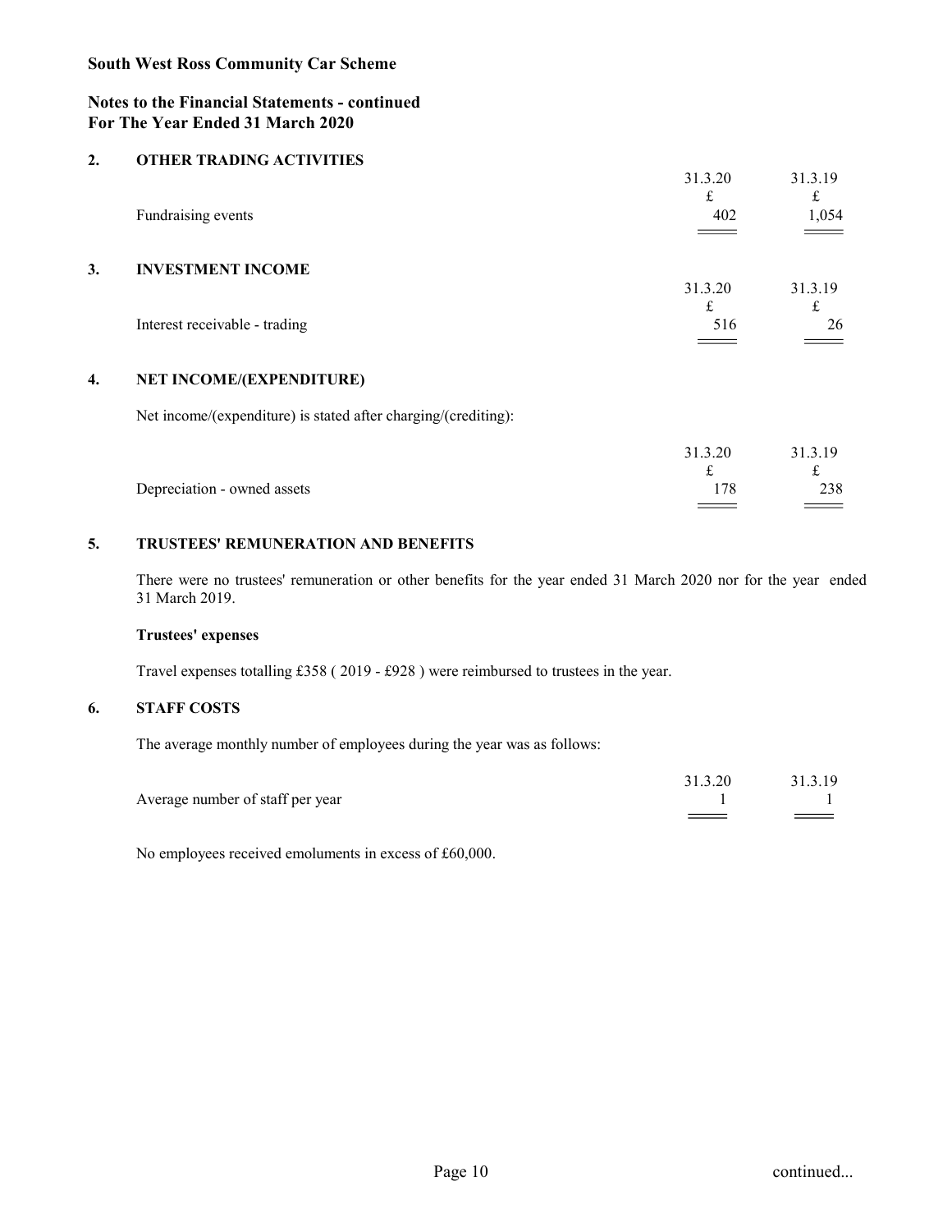**South West Ross Community Car Scheme**

**Notes to the Financial Statements - continued**
**For The Year Ended 31 March 2020**

## 2. OTHER TRADING ACTIVITIES

| | 31.3.20 | 31.3.19 |
|---|---|---|
| | £ | £ |
| Fundraising events | 402 | 1,054 |

## 3. INVESTMENT INCOME

| | 31.3.20 | 31.3.19 |
|---|---|---|
| | £ | £ |
| Interest receivable - trading | 516 | 26 |

## 4. NET INCOME/(EXPENDITURE)

Net income/(expenditure) is stated after charging/(crediting):

| | 31.3.20 | 31.3.19 |
|---|---|---|
| | £ | £ |
| Depreciation - owned assets | 178 | 238 |

## 5. TRUSTEES' REMUNERATION AND BENEFITS

There were no trustees' remuneration or other benefits for the year ended 31 March 2020 nor for the year ended 31 March 2019.

**Trustees' expenses**

Travel expenses totalling £358 ( 2019 - £928 ) were reimbursed to trustees in the year.

## 6. STAFF COSTS

The average monthly number of employees during the year was as follows:

| | 31.3.20 | 31.3.19 |
|---|---|---|
| Average number of staff per year | 1 | 1 |

No employees received emoluments in excess of £60,000.

continued...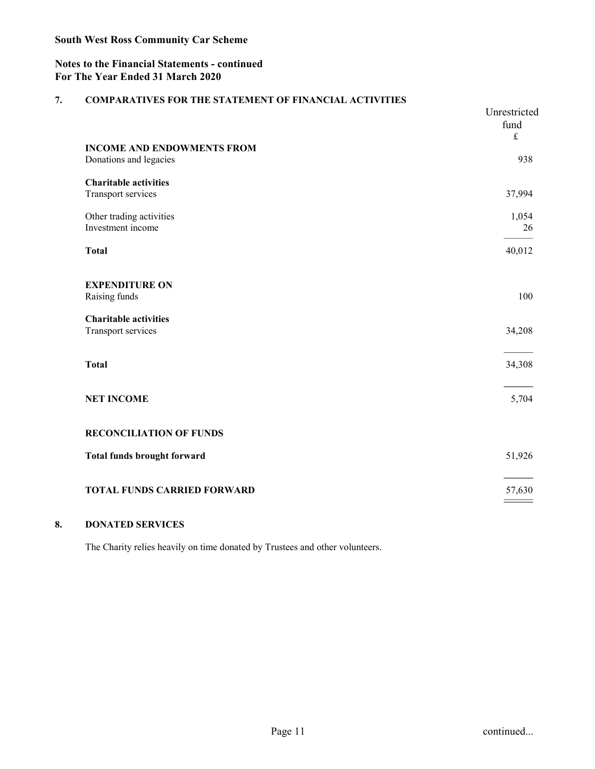**South West Ross Community Car Scheme**

**Notes to the Financial Statements - continued**
**For The Year Ended 31 March 2020**

## 7. COMPARATIVES FOR THE STATEMENT OF FINANCIAL ACTIVITIES

| | Unrestricted fund £ |
|---|---|
| **INCOME AND ENDOWMENTS FROM** | |
| Donations and legacies | 938 |
| **Charitable activities** | |
| Transport services | 37,994 |
| Other trading activities | 1,054 |
| Investment income | 26 |
| **Total** | 40,012 |
| **EXPENDITURE ON** | |
| Raising funds | 100 |
| **Charitable activities** | |
| Transport services | 34,208 |
| **Total** | 34,308 |
| **NET INCOME** | 5,704 |
| **RECONCILIATION OF FUNDS** | |
| **Total funds brought forward** | 51,926 |
| **TOTAL FUNDS CARRIED FORWARD** | 57,630 |

## 8. DONATED SERVICES

The Charity relies heavily on time donated by Trustees and other volunteers.

continued...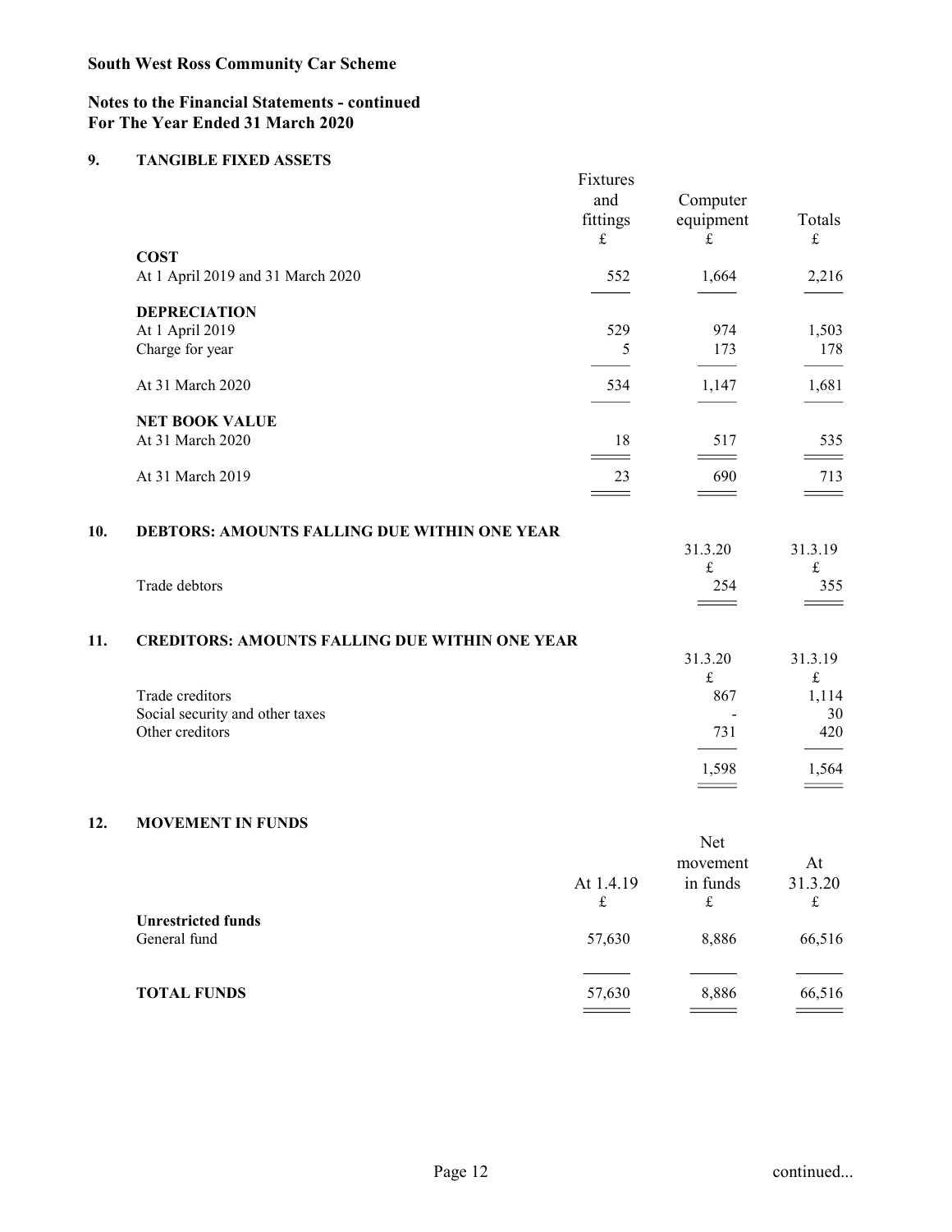**South West Ross Community Car Scheme**

**Notes to the Financial Statements - continued**
**For The Year Ended 31 March 2020**

## 9. TANGIBLE FIXED ASSETS

| | Fixtures and fittings £ | Computer equipment £ | Totals £ |
|---|---|---|---|
| **COST** | | | |
| At 1 April 2019 and 31 March 2020 | 552 | 1,664 | 2,216 |
| **DEPRECIATION** | | | |
| At 1 April 2019 | 529 | 974 | 1,503 |
| Charge for year | 5 | 173 | 178 |
| At 31 March 2020 | 534 | 1,147 | 1,681 |
| **NET BOOK VALUE** | | | |
| At 31 March 2020 | 18 | 517 | 535 |
| At 31 March 2019 | 23 | 690 | 713 |

## 10. DEBTORS: AMOUNTS FALLING DUE WITHIN ONE YEAR

| | 31.3.20 £ | 31.3.19 £ |
|---|---|---|
| Trade debtors | 254 | 355 |

## 11. CREDITORS: AMOUNTS FALLING DUE WITHIN ONE YEAR

| | 31.3.20 £ | 31.3.19 £ |
|---|---|---|
| Trade creditors | 867 | 1,114 |
| Social security and other taxes | - | 30 |
| Other creditors | 731 | 420 |
| | 1,598 | 1,564 |

## 12. MOVEMENT IN FUNDS

| | At 1.4.19 £ | Net movement in funds £ | At 31.3.20 £ |
|---|---|---|---|
| **Unrestricted funds** | | | |
| General fund | 57,630 | 8,886 | 66,516 |
| **TOTAL FUNDS** | 57,630 | 8,886 | 66,516 |

continued...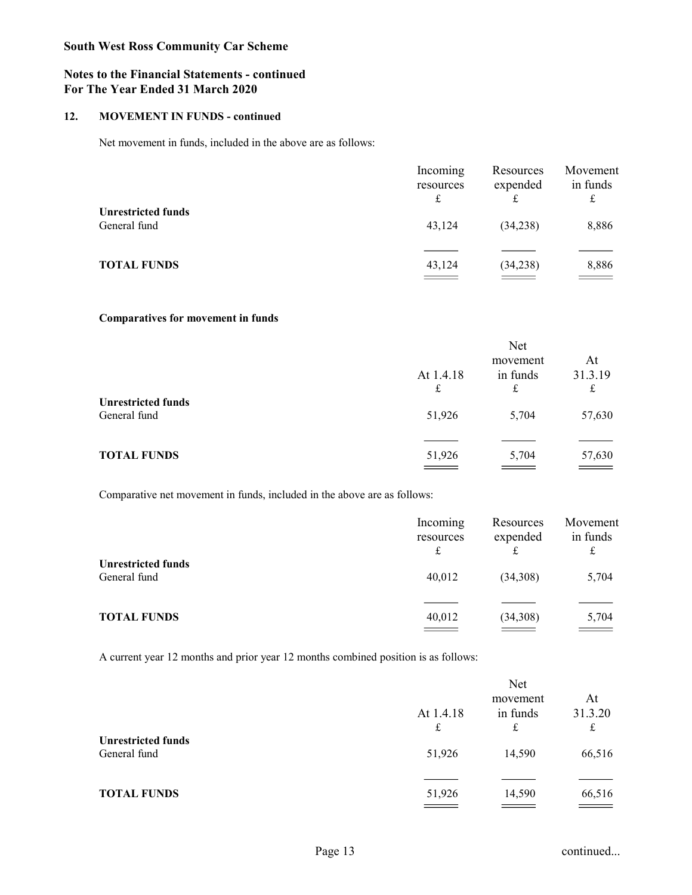**South West Ross Community Car Scheme**

**Notes to the Financial Statements - continued**
**For The Year Ended 31 March 2020**

## 12. MOVEMENT IN FUNDS - continued

Net movement in funds, included in the above are as follows:

| | Incoming resources £ | Resources expended £ | Movement in funds £ |
|---|---|---|---|
| **Unrestricted funds** | | | |
| General fund | 43,124 | (34,238) | 8,886 |
| **TOTAL FUNDS** | 43,124 | (34,238) | 8,886 |

**Comparatives for movement in funds**

| | At 1.4.18 £ | Net movement in funds £ | At 31.3.19 £ |
|---|---|---|---|
| **Unrestricted funds** | | | |
| General fund | 51,926 | 5,704 | 57,630 |
| **TOTAL FUNDS** | 51,926 | 5,704 | 57,630 |

Comparative net movement in funds, included in the above are as follows:

| | Incoming resources £ | Resources expended £ | Movement in funds £ |
|---|---|---|---|
| **Unrestricted funds** | | | |
| General fund | 40,012 | (34,308) | 5,704 |
| **TOTAL FUNDS** | 40,012 | (34,308) | 5,704 |

A current year 12 months and prior year 12 months combined position is as follows:

| | At 1.4.18 £ | Net movement in funds £ | At 31.3.20 £ |
|---|---|---|---|
| **Unrestricted funds** | | | |
| General fund | 51,926 | 14,590 | 66,516 |
| **TOTAL FUNDS** | 51,926 | 14,590 | 66,516 |

continued...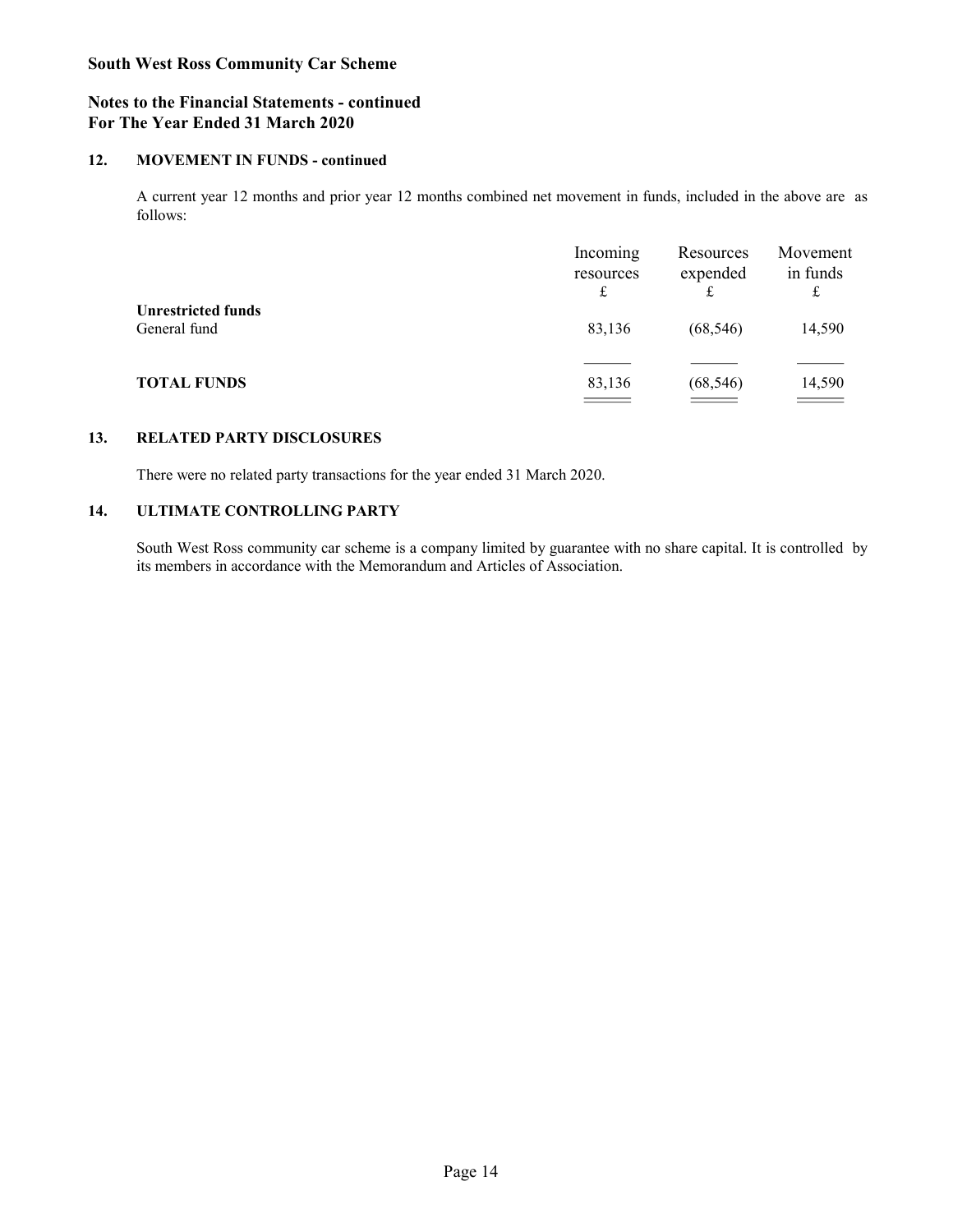**South West Ross Community Car Scheme**

**Notes to the Financial Statements - continued**
**For The Year Ended 31 March 2020**

**12. MOVEMENT IN FUNDS - continued**

A current year 12 months and prior year 12 months combined net movement in funds, included in the above are as follows:

| | Incoming resources £ | Resources expended £ | Movement in funds £ |
|---|---|---|---|
| **Unrestricted funds** | | | |
| General fund | 83,136 | (68,546) | 14,590 |
| **TOTAL FUNDS** | 83,136 | (68,546) | 14,590 |

**13. RELATED PARTY DISCLOSURES**

There were no related party transactions for the year ended 31 March 2020.

**14. ULTIMATE CONTROLLING PARTY**

South West Ross community car scheme is a company limited by guarantee with no share capital. It is controlled by its members in accordance with the Memorandum and Articles of Association.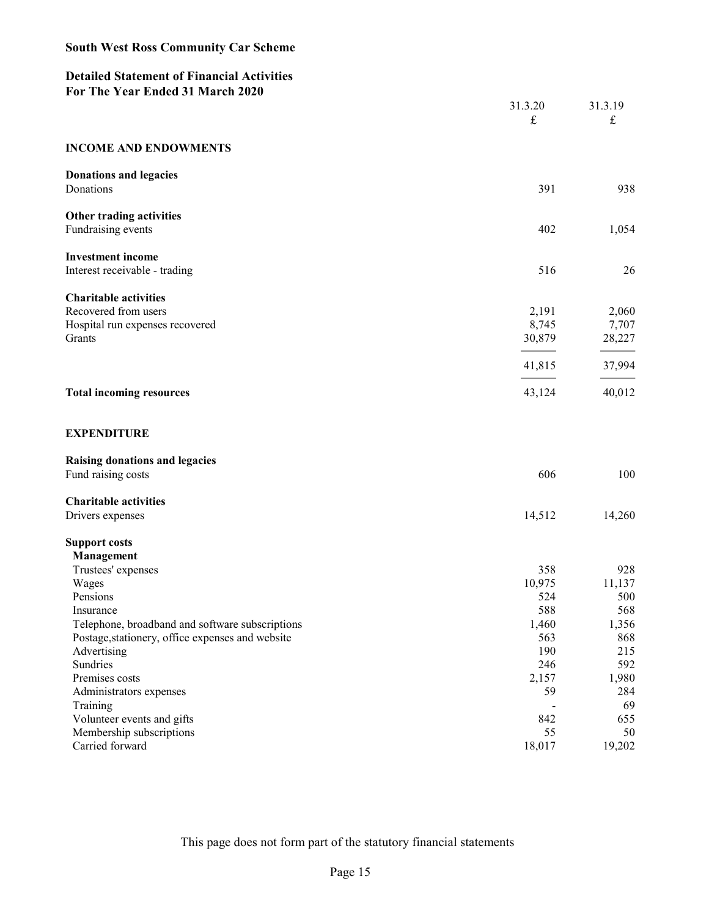# South West Ross Community Car Scheme

## Detailed Statement of Financial Activities
## For The Year Ended 31 March 2020

| | 31.3.20 £ | 31.3.19 £ |
|---|---|---|
| **INCOME AND ENDOWMENTS** | | |
| **Donations and legacies** | | |
| Donations | 391 | 938 |
| **Other trading activities** | | |
| Fundraising events | 402 | 1,054 |
| **Investment income** | | |
| Interest receivable - trading | 516 | 26 |
| **Charitable activities** | | |
| Recovered from users | 2,191 | 2,060 |
| Hospital run expenses recovered | 8,745 | 7,707 |
| Grants | 30,879 | 28,227 |
| | 41,815 | 37,994 |
| **Total incoming resources** | 43,124 | 40,012 |
| **EXPENDITURE** | | |
| **Raising donations and legacies** | | |
| Fund raising costs | 606 | 100 |
| **Charitable activities** | | |
| Drivers expenses | 14,512 | 14,260 |
| **Support costs** | | |
| **Management** | | |
| Trustees' expenses | 358 | 928 |
| Wages | 10,975 | 11,137 |
| Pensions | 524 | 500 |
| Insurance | 588 | 568 |
| Telephone, broadband and software subscriptions | 1,460 | 1,356 |
| Postage,stationery, office expenses and website | 563 | 868 |
| Advertising | 190 | 215 |
| Sundries | 246 | 592 |
| Premises costs | 2,157 | 1,980 |
| Administrators expenses | 59 | 284 |
| Training | - | 69 |
| Volunteer events and gifts | 842 | 655 |
| Membership subscriptions | 55 | 50 |
| Carried forward | 18,017 | 19,202 |

This page does not form part of the statutory financial statements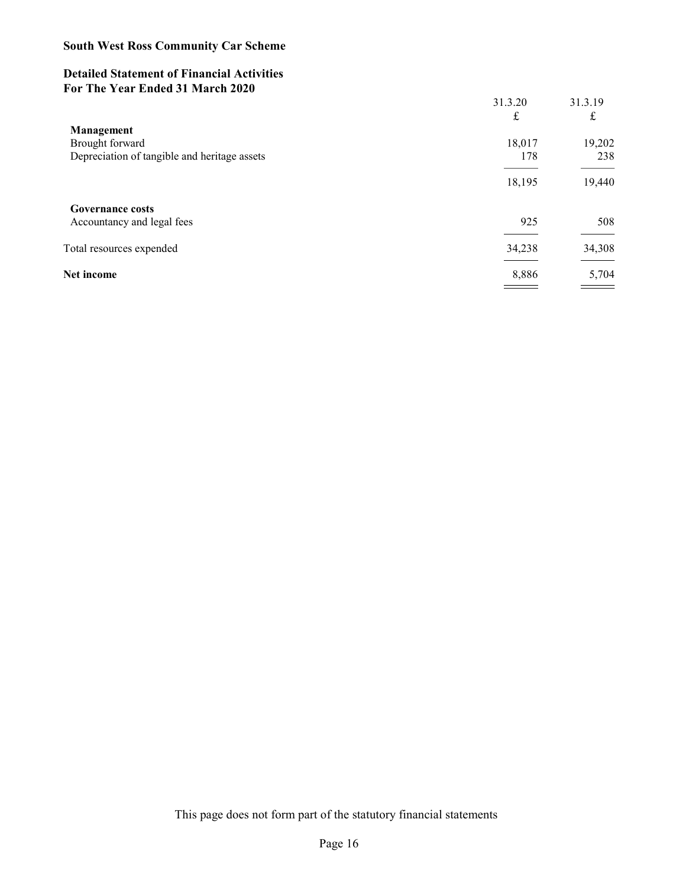# South West Ross Community Car Scheme

## Detailed Statement of Financial Activities
## For The Year Ended 31 March 2020

| | 31.3.20 | 31.3.19 |
|---|---|---|
| | £ | £ |
| **Management** | | |
| Brought forward | 18,017 | 19,202 |
| Depreciation of tangible and heritage assets | 178 | 238 |
| | 18,195 | 19,440 |
| **Governance costs** | | |
| Accountancy and legal fees | 925 | 508 |
| Total resources expended | 34,238 | 34,308 |
| **Net income** | 8,886 | 5,704 |

This page does not form part of the statutory financial statements